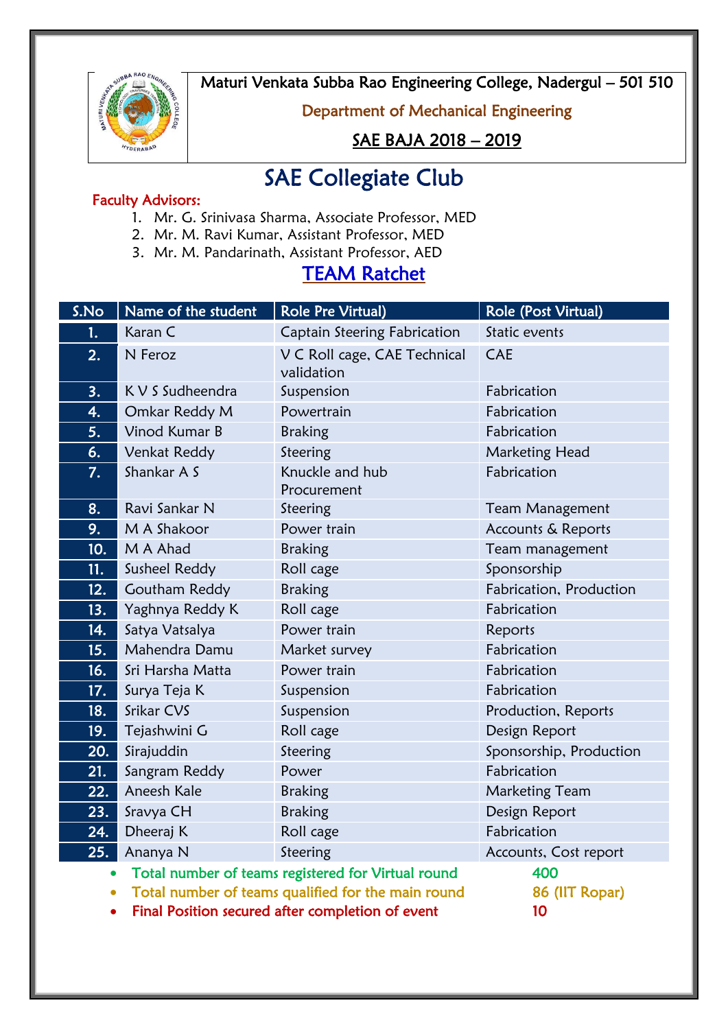Maturi Venkata Subba Rao Engineering College, Nadergul – 501 510

Department of Mechanical Engineering

SAE BAJA 2018 – 2019

# SAE Collegiate Club

**Faculty Advisors:**

1. Mr. G. Srinivasa Sharma, Associate Professor, MED
2. Mr. M. Ravi Kumar, Assistant Professor, MED
3. Mr. M. Pandarinath, Assistant Professor, AED

## TEAM Ratchet

| S.No | Name of the student | Role Pre Virtual) | Role (Post Virtual) |
|---|---|---|---|
| 1. | Karan C | Captain Steering Fabrication | Static events |
| 2. | N Feroz | V C Roll cage, CAE Technical validation | CAE |
| 3. | K V S Sudheendra | Suspension | Fabrication |
| 4. | Omkar Reddy M | Powertrain | Fabrication |
| 5. | Vinod Kumar B | Braking | Fabrication |
| 6. | Venkat Reddy | Steering | Marketing Head |
| 7. | Shankar A S | Knuckle and hub Procurement | Fabrication |
| 8. | Ravi Sankar N | Steering | Team Management |
| 9. | M A Shakoor | Power train | Accounts & Reports |
| 10. | M A Ahad | Braking | Team management |
| 11. | Susheel Reddy | Roll cage | Sponsorship |
| 12. | Goutham Reddy | Braking | Fabrication, Production |
| 13. | Yaghnya Reddy K | Roll cage | Fabrication |
| 14. | Satya Vatsalya | Power train | Reports |
| 15. | Mahendra Damu | Market survey | Fabrication |
| 16. | Sri Harsha Matta | Power train | Fabrication |
| 17. | Surya Teja K | Suspension | Fabrication |
| 18. | Srikar CVS | Suspension | Production, Reports |
| 19. | Tejashwini G | Roll cage | Design Report |
| 20. | Sirajuddin | Steering | Sponsorship, Production |
| 21. | Sangram Reddy | Power | Fabrication |
| 22. | Aneesh Kale | Braking | Marketing Team |
| 23. | Sravya CH | Braking | Design Report |
| 24. | Dheeraj K | Roll cage | Fabrication |
| 25. | Ananya N | Steering | Accounts, Cost report |

- Total number of teams registered for Virtual round 400
- Total number of teams qualified for the main round 86 (IIT Ropar)
- Final Position secured after completion of event 10